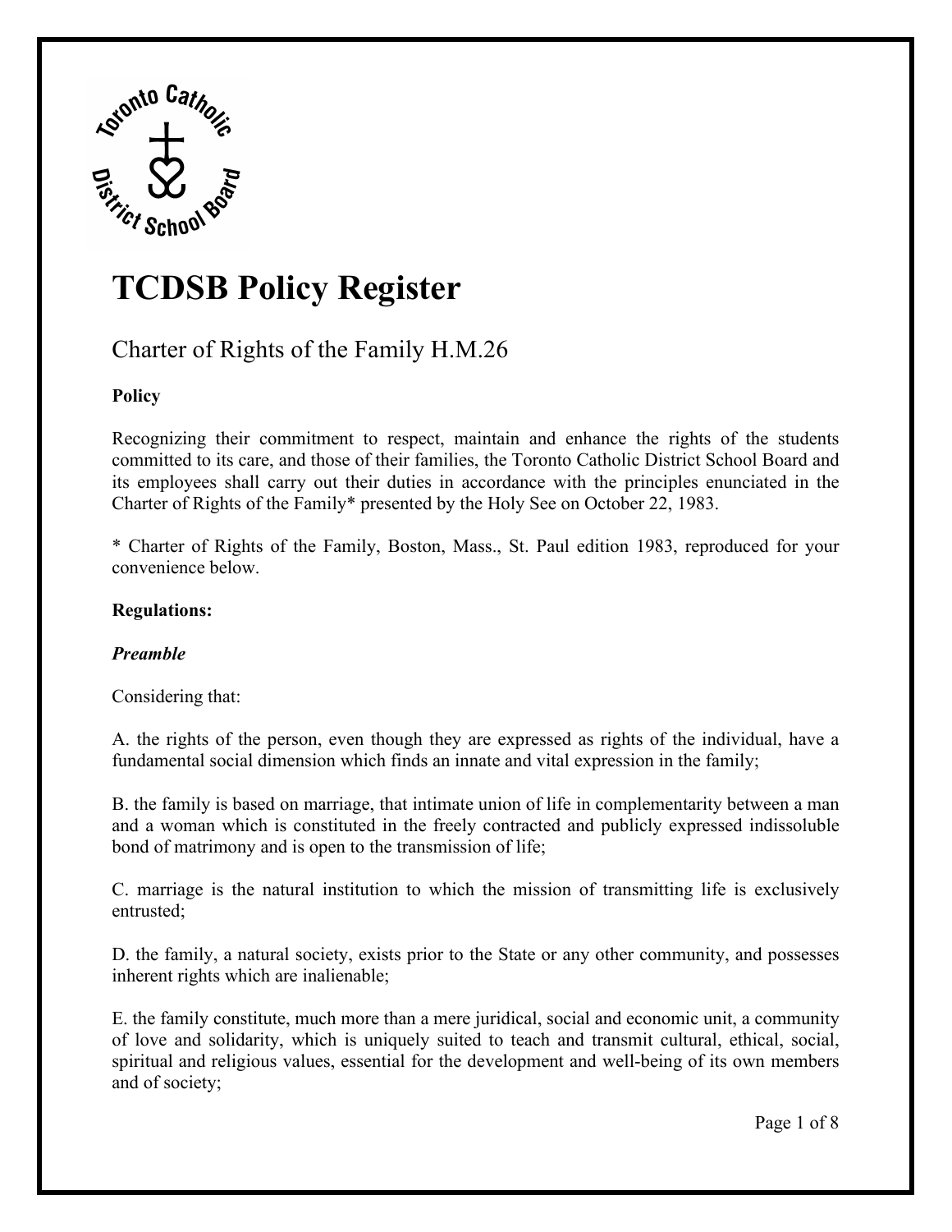# TCDSB Policy Register

## Charter of Rights of the Family H.M.26

**Policy**

Recognizing their commitment to respect, maintain and enhance the rights of the students committed to its care, and those of their families, the Toronto Catholic District School Board and its employees shall carry out their duties in accordance with the principles enunciated in the Charter of Rights of the Family* presented by the Holy See on October 22, 1983.

* Charter of Rights of the Family, Boston, Mass., St. Paul edition 1983, reproduced for your convenience below.

**Regulations:**

***Preamble***

Considering that:

A. the rights of the person, even though they are expressed as rights of the individual, have a fundamental social dimension which finds an innate and vital expression in the family;

B. the family is based on marriage, that intimate union of life in complementarity between a man and a woman which is constituted in the freely contracted and publicly expressed indissoluble bond of matrimony and is open to the transmission of life;

C. marriage is the natural institution to which the mission of transmitting life is exclusively entrusted;

D. the family, a natural society, exists prior to the State or any other community, and possesses inherent rights which are inalienable;

E. the family constitute, much more than a mere juridical, social and economic unit, a community of love and solidarity, which is uniquely suited to teach and transmit cultural, ethical, social, spiritual and religious values, essential for the development and well-being of its own members and of society;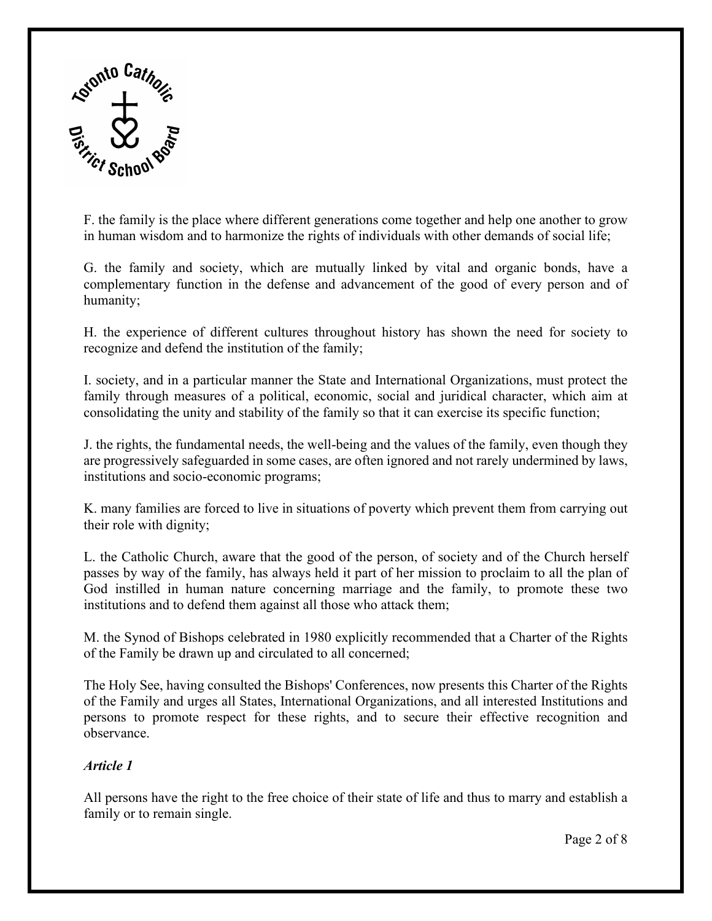F. the family is the place where different generations come together and help one another to grow in human wisdom and to harmonize the rights of individuals with other demands of social life;

G. the family and society, which are mutually linked by vital and organic bonds, have a complementary function in the defense and advancement of the good of every person and of humanity;

H. the experience of different cultures throughout history has shown the need for society to recognize and defend the institution of the family;

I. society, and in a particular manner the State and International Organizations, must protect the family through measures of a political, economic, social and juridical character, which aim at consolidating the unity and stability of the family so that it can exercise its specific function;

J. the rights, the fundamental needs, the well-being and the values of the family, even though they are progressively safeguarded in some cases, are often ignored and not rarely undermined by laws, institutions and socio-economic programs;

K. many families are forced to live in situations of poverty which prevent them from carrying out their role with dignity;

L. the Catholic Church, aware that the good of the person, of society and of the Church herself passes by way of the family, has always held it part of her mission to proclaim to all the plan of God instilled in human nature concerning marriage and the family, to promote these two institutions and to defend them against all those who attack them;

M. the Synod of Bishops celebrated in 1980 explicitly recommended that a Charter of the Rights of the Family be drawn up and circulated to all concerned;

The Holy See, having consulted the Bishops' Conferences, now presents this Charter of the Rights of the Family and urges all States, International Organizations, and all interested Institutions and persons to promote respect for these rights, and to secure their effective recognition and observance.

### *Article 1*

All persons have the right to the free choice of their state of life and thus to marry and establish a family or to remain single.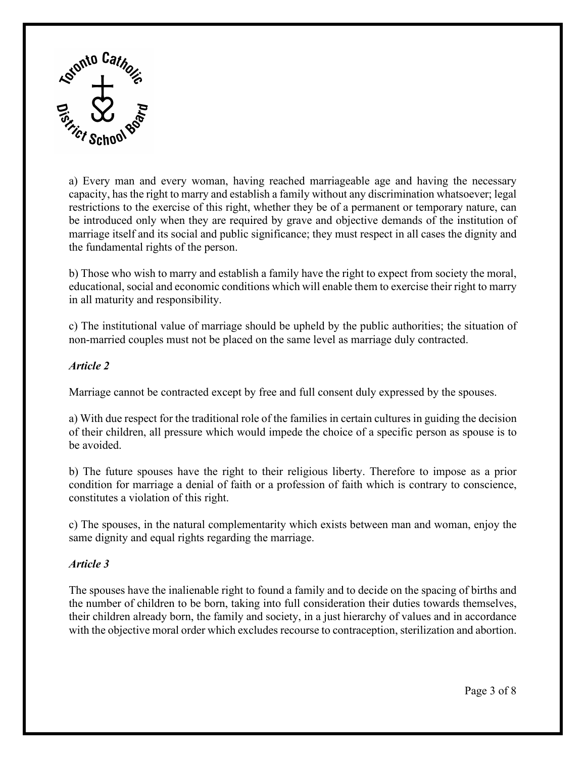a) Every man and every woman, having reached marriageable age and having the necessary capacity, has the right to marry and establish a family without any discrimination whatsoever; legal restrictions to the exercise of this right, whether they be of a permanent or temporary nature, can be introduced only when they are required by grave and objective demands of the institution of marriage itself and its social and public significance; they must respect in all cases the dignity and the fundamental rights of the person.

b) Those who wish to marry and establish a family have the right to expect from society the moral, educational, social and economic conditions which will enable them to exercise their right to marry in all maturity and responsibility.

c) The institutional value of marriage should be upheld by the public authorities; the situation of non-married couples must not be placed on the same level as marriage duly contracted.

### *Article 2*

Marriage cannot be contracted except by free and full consent duly expressed by the spouses.

a) With due respect for the traditional role of the families in certain cultures in guiding the decision of their children, all pressure which would impede the choice of a specific person as spouse is to be avoided.

b) The future spouses have the right to their religious liberty. Therefore to impose as a prior condition for marriage a denial of faith or a profession of faith which is contrary to conscience, constitutes a violation of this right.

c) The spouses, in the natural complementarity which exists between man and woman, enjoy the same dignity and equal rights regarding the marriage.

### *Article 3*

The spouses have the inalienable right to found a family and to decide on the spacing of births and the number of children to be born, taking into full consideration their duties towards themselves, their children already born, the family and society, in a just hierarchy of values and in accordance with the objective moral order which excludes recourse to contraception, sterilization and abortion.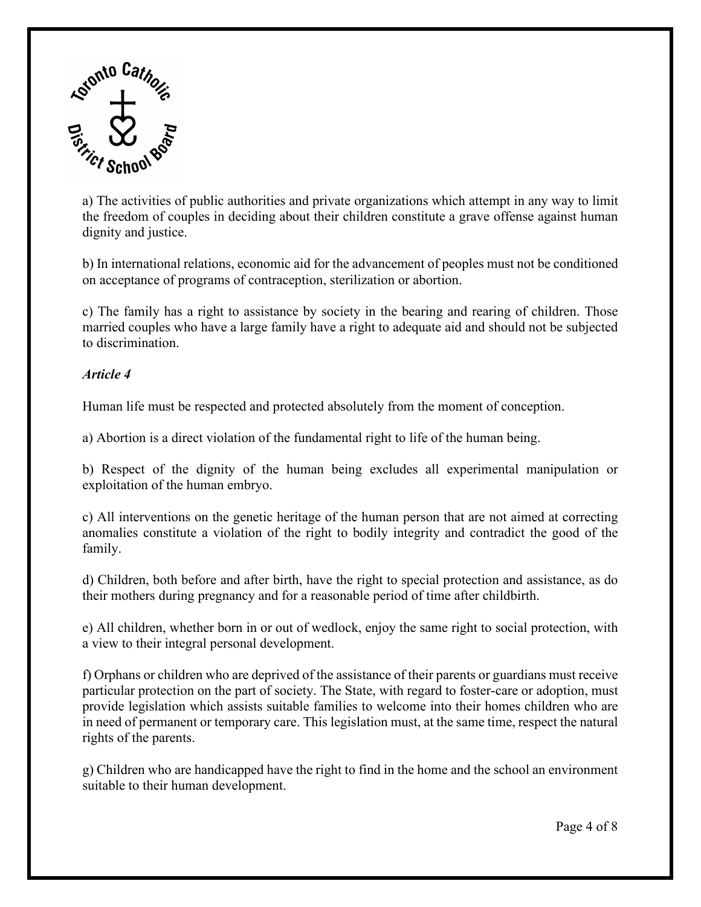a) The activities of public authorities and private organizations which attempt in any way to limit the freedom of couples in deciding about their children constitute a grave offense against human dignity and justice.

b) In international relations, economic aid for the advancement of peoples must not be conditioned on acceptance of programs of contraception, sterilization or abortion.

c) The family has a right to assistance by society in the bearing and rearing of children. Those married couples who have a large family have a right to adequate aid and should not be subjected to discrimination.

***Article 4***

Human life must be respected and protected absolutely from the moment of conception.

a) Abortion is a direct violation of the fundamental right to life of the human being.

b) Respect of the dignity of the human being excludes all experimental manipulation or exploitation of the human embryo.

c) All interventions on the genetic heritage of the human person that are not aimed at correcting anomalies constitute a violation of the right to bodily integrity and contradict the good of the family.

d) Children, both before and after birth, have the right to special protection and assistance, as do their mothers during pregnancy and for a reasonable period of time after childbirth.

e) All children, whether born in or out of wedlock, enjoy the same right to social protection, with a view to their integral personal development.

f) Orphans or children who are deprived of the assistance of their parents or guardians must receive particular protection on the part of society. The State, with regard to foster-care or adoption, must provide legislation which assists suitable families to welcome into their homes children who are in need of permanent or temporary care. This legislation must, at the same time, respect the natural rights of the parents.

g) Children who are handicapped have the right to find in the home and the school an environment suitable to their human development.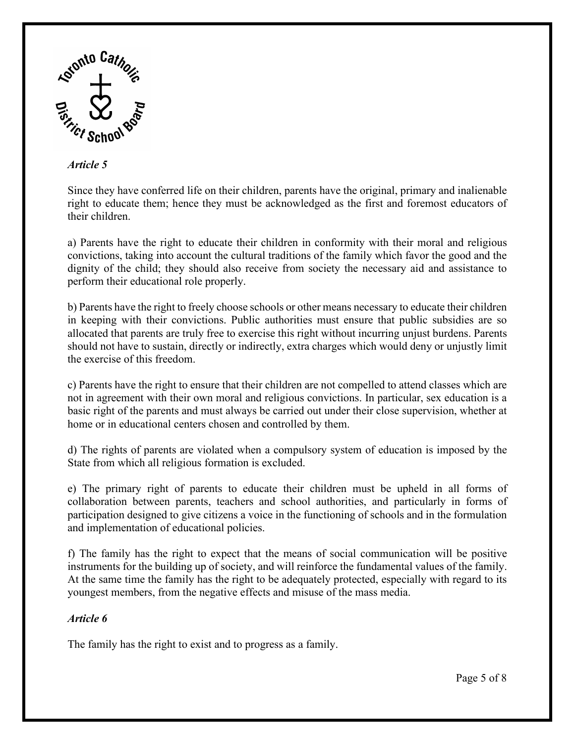### *Article 5*

Since they have conferred life on their children, parents have the original, primary and inalienable right to educate them; hence they must be acknowledged as the first and foremost educators of their children.

a) Parents have the right to educate their children in conformity with their moral and religious convictions, taking into account the cultural traditions of the family which favor the good and the dignity of the child; they should also receive from society the necessary aid and assistance to perform their educational role properly.

b) Parents have the right to freely choose schools or other means necessary to educate their children in keeping with their convictions. Public authorities must ensure that public subsidies are so allocated that parents are truly free to exercise this right without incurring unjust burdens. Parents should not have to sustain, directly or indirectly, extra charges which would deny or unjustly limit the exercise of this freedom.

c) Parents have the right to ensure that their children are not compelled to attend classes which are not in agreement with their own moral and religious convictions. In particular, sex education is a basic right of the parents and must always be carried out under their close supervision, whether at home or in educational centers chosen and controlled by them.

d) The rights of parents are violated when a compulsory system of education is imposed by the State from which all religious formation is excluded.

e) The primary right of parents to educate their children must be upheld in all forms of collaboration between parents, teachers and school authorities, and particularly in forms of participation designed to give citizens a voice in the functioning of schools and in the formulation and implementation of educational policies.

f) The family has the right to expect that the means of social communication will be positive instruments for the building up of society, and will reinforce the fundamental values of the family. At the same time the family has the right to be adequately protected, especially with regard to its youngest members, from the negative effects and misuse of the mass media.

### *Article 6*

The family has the right to exist and to progress as a family.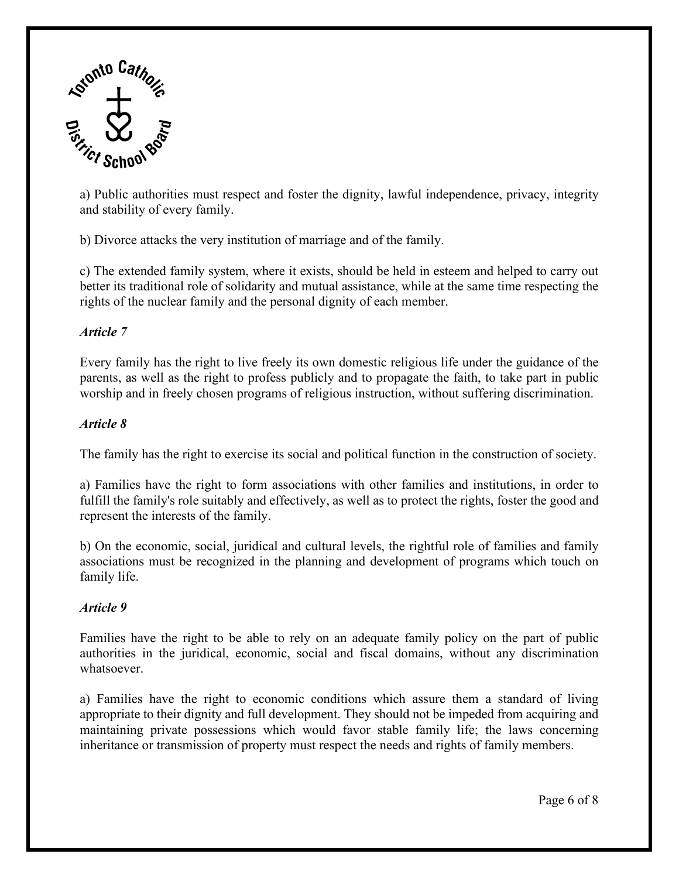a) Public authorities must respect and foster the dignity, lawful independence, privacy, integrity and stability of every family.

b) Divorce attacks the very institution of marriage and of the family.

c) The extended family system, where it exists, should be held in esteem and helped to carry out better its traditional role of solidarity and mutual assistance, while at the same time respecting the rights of the nuclear family and the personal dignity of each member.

***Article 7***

Every family has the right to live freely its own domestic religious life under the guidance of the parents, as well as the right to profess publicly and to propagate the faith, to take part in public worship and in freely chosen programs of religious instruction, without suffering discrimination.

***Article 8***

The family has the right to exercise its social and political function in the construction of society.

a) Families have the right to form associations with other families and institutions, in order to fulfill the family's role suitably and effectively, as well as to protect the rights, foster the good and represent the interests of the family.

b) On the economic, social, juridical and cultural levels, the rightful role of families and family associations must be recognized in the planning and development of programs which touch on family life.

***Article 9***

Families have the right to be able to rely on an adequate family policy on the part of public authorities in the juridical, economic, social and fiscal domains, without any discrimination whatsoever.

a) Families have the right to economic conditions which assure them a standard of living appropriate to their dignity and full development. They should not be impeded from acquiring and maintaining private possessions which would favor stable family life; the laws concerning inheritance or transmission of property must respect the needs and rights of family members.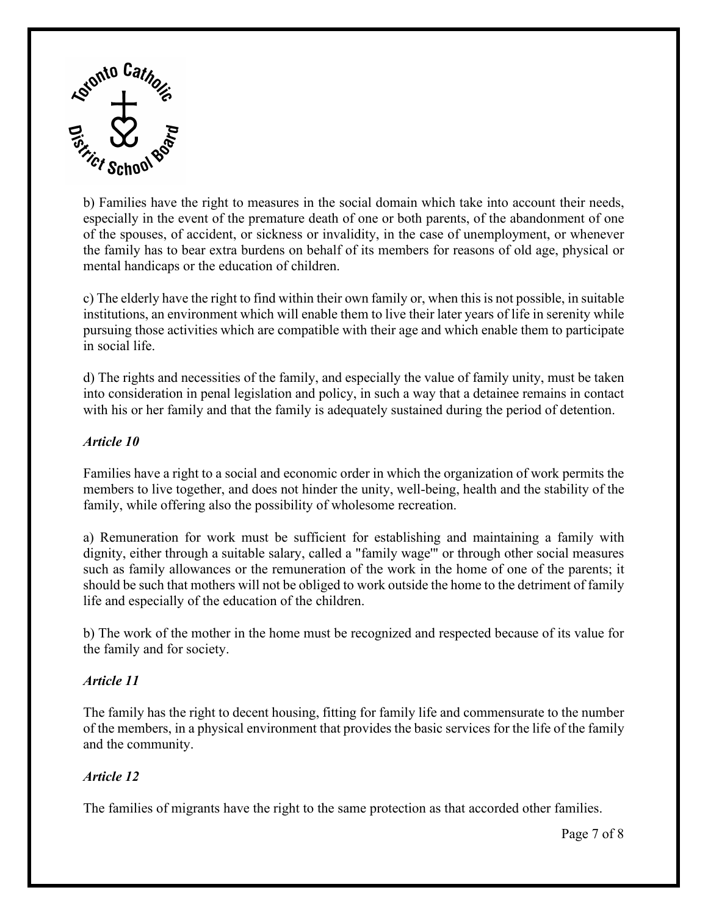b) Families have the right to measures in the social domain which take into account their needs, especially in the event of the premature death of one or both parents, of the abandonment of one of the spouses, of accident, or sickness or invalidity, in the case of unemployment, or whenever the family has to bear extra burdens on behalf of its members for reasons of old age, physical or mental handicaps or the education of children.

c) The elderly have the right to find within their own family or, when this is not possible, in suitable institutions, an environment which will enable them to live their later years of life in serenity while pursuing those activities which are compatible with their age and which enable them to participate in social life.

d) The rights and necessities of the family, and especially the value of family unity, must be taken into consideration in penal legislation and policy, in such a way that a detainee remains in contact with his or her family and that the family is adequately sustained during the period of detention.

### *Article 10*

Families have a right to a social and economic order in which the organization of work permits the members to live together, and does not hinder the unity, well-being, health and the stability of the family, while offering also the possibility of wholesome recreation.

a) Remuneration for work must be sufficient for establishing and maintaining a family with dignity, either through a suitable salary, called a "family wage'" or through other social measures such as family allowances or the remuneration of the work in the home of one of the parents; it should be such that mothers will not be obliged to work outside the home to the detriment of family life and especially of the education of the children.

b) The work of the mother in the home must be recognized and respected because of its value for the family and for society.

### *Article 11*

The family has the right to decent housing, fitting for family life and commensurate to the number of the members, in a physical environment that provides the basic services for the life of the family and the community.

### *Article 12*

The families of migrants have the right to the same protection as that accorded other families.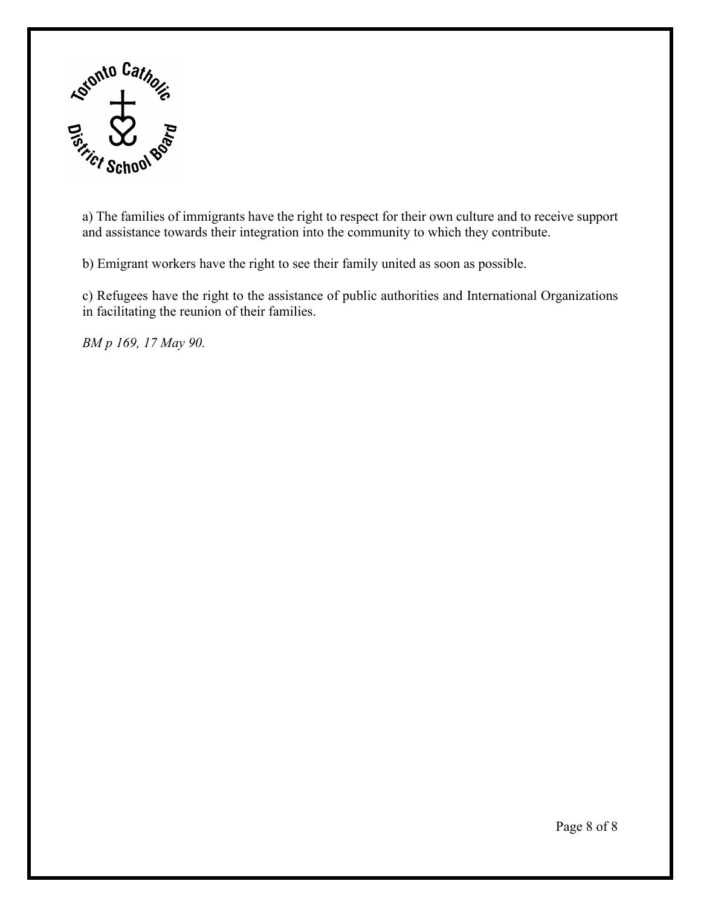a) The families of immigrants have the right to respect for their own culture and to receive support and assistance towards their integration into the community to which they contribute.

b) Emigrant workers have the right to see their family united as soon as possible.

c) Refugees have the right to the assistance of public authorities and International Organizations in facilitating the reunion of their families.

*BM p 169, 17 May 90.*